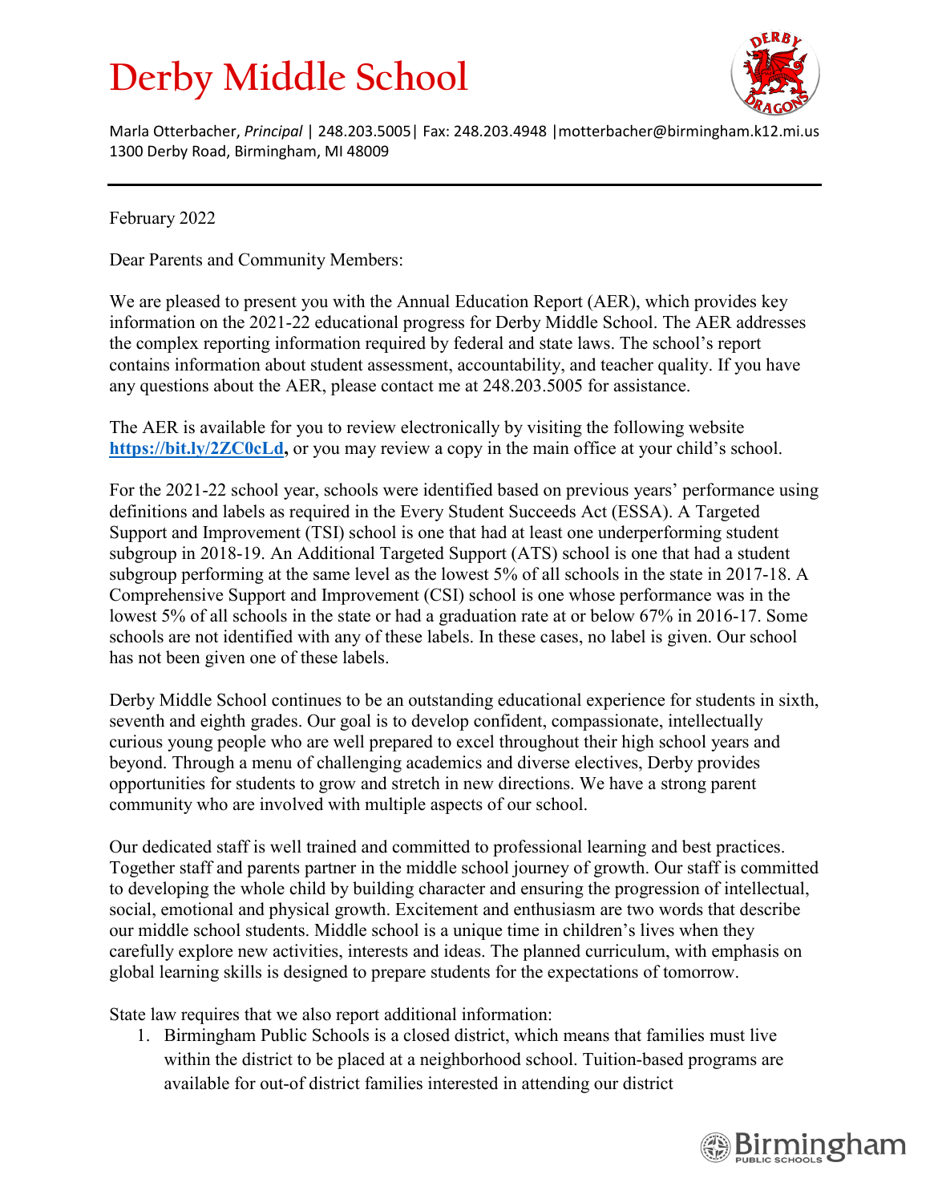# Derby Middle School

Marla Otterbacher, *Principal* | 248.203.5005| Fax: 248.203.4948 |motterbacher@birmingham.k12.mi.us
1300 Derby Road, Birmingham, MI 48009

---

February 2022

Dear Parents and Community Members:

We are pleased to present you with the Annual Education Report (AER), which provides key information on the 2021-22 educational progress for Derby Middle School. The AER addresses the complex reporting information required by federal and state laws. The school's report contains information about student assessment, accountability, and teacher quality. If you have any questions about the AER, please contact me at 248.203.5005 for assistance.

The AER is available for you to review electronically by visiting the following website **https://bit.ly/2ZC0cLd,** or you may review a copy in the main office at your child's school.

For the 2021-22 school year, schools were identified based on previous years' performance using definitions and labels as required in the Every Student Succeeds Act (ESSA). A Targeted Support and Improvement (TSI) school is one that had at least one underperforming student subgroup in 2018-19. An Additional Targeted Support (ATS) school is one that had a student subgroup performing at the same level as the lowest 5% of all schools in the state in 2017-18. A Comprehensive Support and Improvement (CSI) school is one whose performance was in the lowest 5% of all schools in the state or had a graduation rate at or below 67% in 2016-17. Some schools are not identified with any of these labels. In these cases, no label is given. Our school has not been given one of these labels.

Derby Middle School continues to be an outstanding educational experience for students in sixth, seventh and eighth grades. Our goal is to develop confident, compassionate, intellectually curious young people who are well prepared to excel throughout their high school years and beyond. Through a menu of challenging academics and diverse electives, Derby provides opportunities for students to grow and stretch in new directions. We have a strong parent community who are involved with multiple aspects of our school.

Our dedicated staff is well trained and committed to professional learning and best practices. Together staff and parents partner in the middle school journey of growth. Our staff is committed to developing the whole child by building character and ensuring the progression of intellectual, social, emotional and physical growth. Excitement and enthusiasm are two words that describe our middle school students. Middle school is a unique time in children's lives when they carefully explore new activities, interests and ideas. The planned curriculum, with emphasis on global learning skills is designed to prepare students for the expectations of tomorrow.

State law requires that we also report additional information:

1. Birmingham Public Schools is a closed district, which means that families must live within the district to be placed at a neighborhood school. Tuition-based programs are available for out-of district families interested in attending our district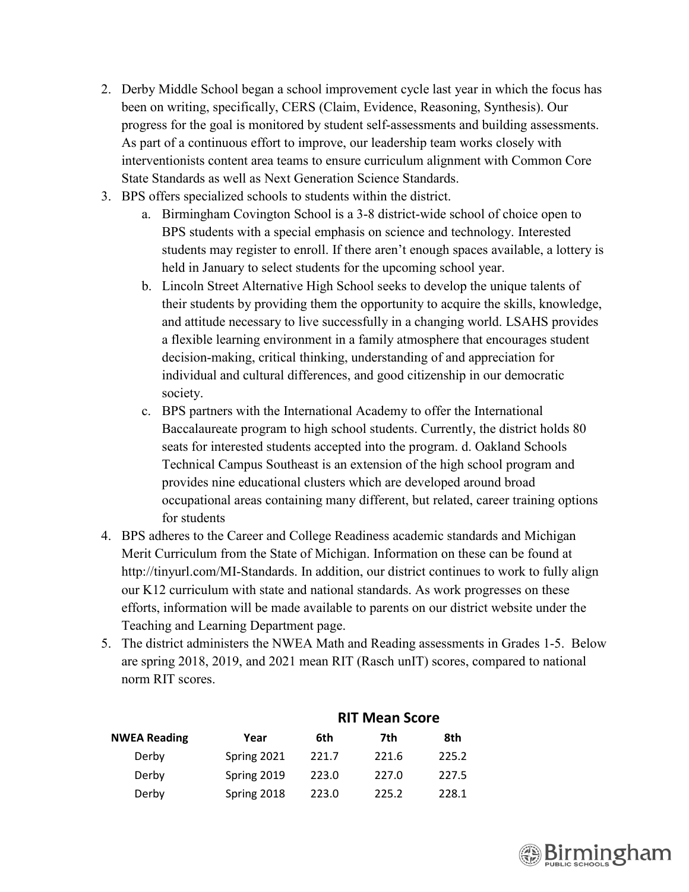2. Derby Middle School began a school improvement cycle last year in which the focus has been on writing, specifically, CERS (Claim, Evidence, Reasoning, Synthesis). Our progress for the goal is monitored by student self-assessments and building assessments. As part of a continuous effort to improve, our leadership team works closely with interventionists content area teams to ensure curriculum alignment with Common Core State Standards as well as Next Generation Science Standards.
3. BPS offers specialized schools to students within the district.
    a. Birmingham Covington School is a 3-8 district-wide school of choice open to BPS students with a special emphasis on science and technology. Interested students may register to enroll. If there aren't enough spaces available, a lottery is held in January to select students for the upcoming school year.
    b. Lincoln Street Alternative High School seeks to develop the unique talents of their students by providing them the opportunity to acquire the skills, knowledge, and attitude necessary to live successfully in a changing world. LSAHS provides a flexible learning environment in a family atmosphere that encourages student decision-making, critical thinking, understanding of and appreciation for individual and cultural differences, and good citizenship in our democratic society.
    c. BPS partners with the International Academy to offer the International Baccalaureate program to high school students. Currently, the district holds 80 seats for interested students accepted into the program. d. Oakland Schools Technical Campus Southeast is an extension of the high school program and provides nine educational clusters which are developed around broad occupational areas containing many different, but related, career training options for students
4. BPS adheres to the Career and College Readiness academic standards and Michigan Merit Curriculum from the State of Michigan. Information on these can be found at http://tinyurl.com/MI-Standards. In addition, our district continues to work to fully align our K12 curriculum with state and national standards. As work progresses on these efforts, information will be made available to parents on our district website under the Teaching and Learning Department page.
5. The district administers the NWEA Math and Reading assessments in Grades 1-5. Below are spring 2018, 2019, and 2021 mean RIT (Rasch unIT) scores, compared to national norm RIT scores.

| | | RIT Mean Score | | |
|---|---|---|---|---|
| **NWEA Reading** | **Year** | **6th** | **7th** | **8th** |
| Derby | Spring 2021 | 221.7 | 221.6 | 225.2 |
| Derby | Spring 2019 | 223.0 | 227.0 | 227.5 |
| Derby | Spring 2018 | 223.0 | 225.2 | 228.1 |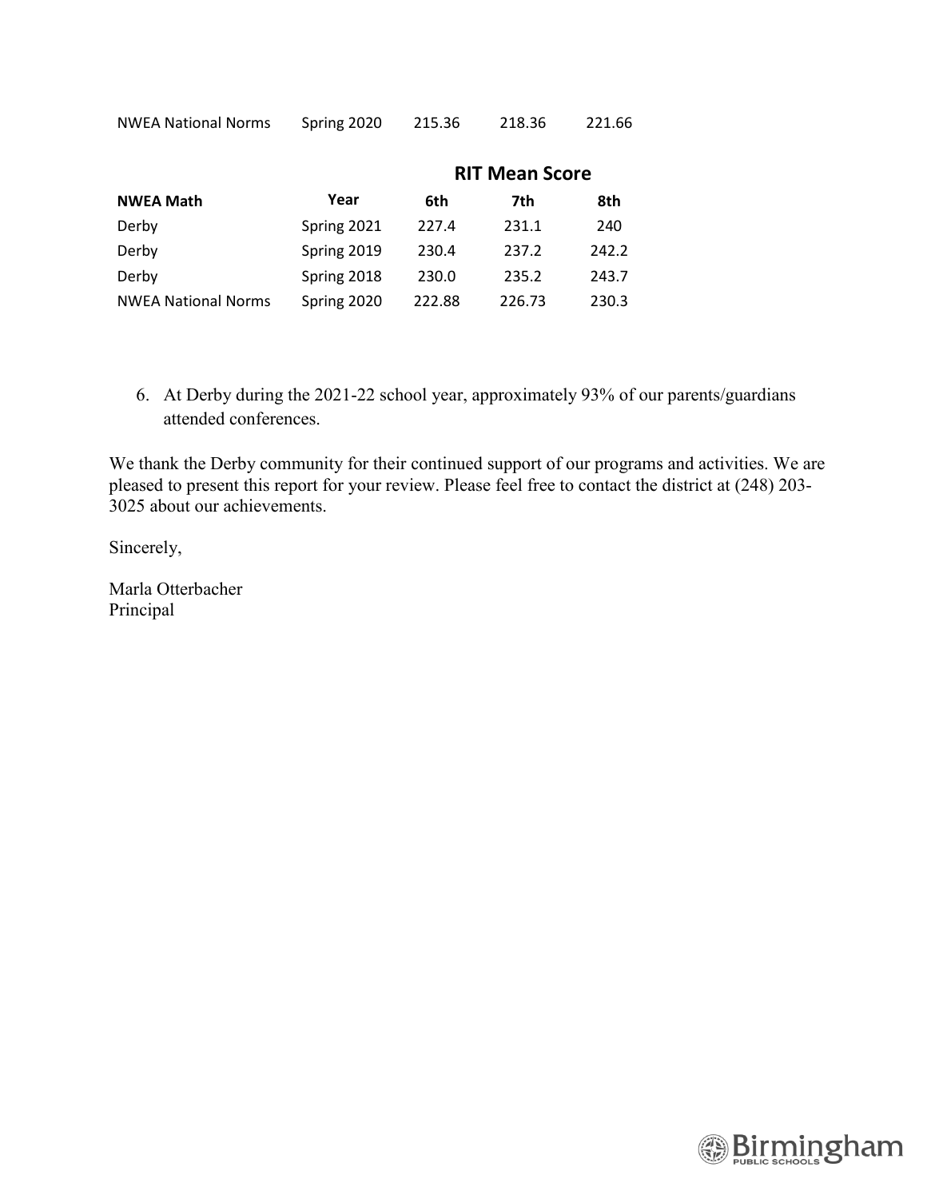| | | | | |
|---|---|---|---|---|
| NWEA National Norms | Spring 2020 | 215.36 | 218.36 | 221.66 |

| | | RIT Mean Score | | |
|---|---|---|---|---|
| **NWEA Math** | **Year** | **6th** | **7th** | **8th** |
| Derby | Spring 2021 | 227.4 | 231.1 | 240 |
| Derby | Spring 2019 | 230.4 | 237.2 | 242.2 |
| Derby | Spring 2018 | 230.0 | 235.2 | 243.7 |
| NWEA National Norms | Spring 2020 | 222.88 | 226.73 | 230.3 |

6. At Derby during the 2021-22 school year, approximately 93% of our parents/guardians attended conferences.

We thank the Derby community for their continued support of our programs and activities. We are pleased to present this report for your review. Please feel free to contact the district at (248) 203-3025 about our achievements.

Sincerely,

Marla Otterbacher
Principal